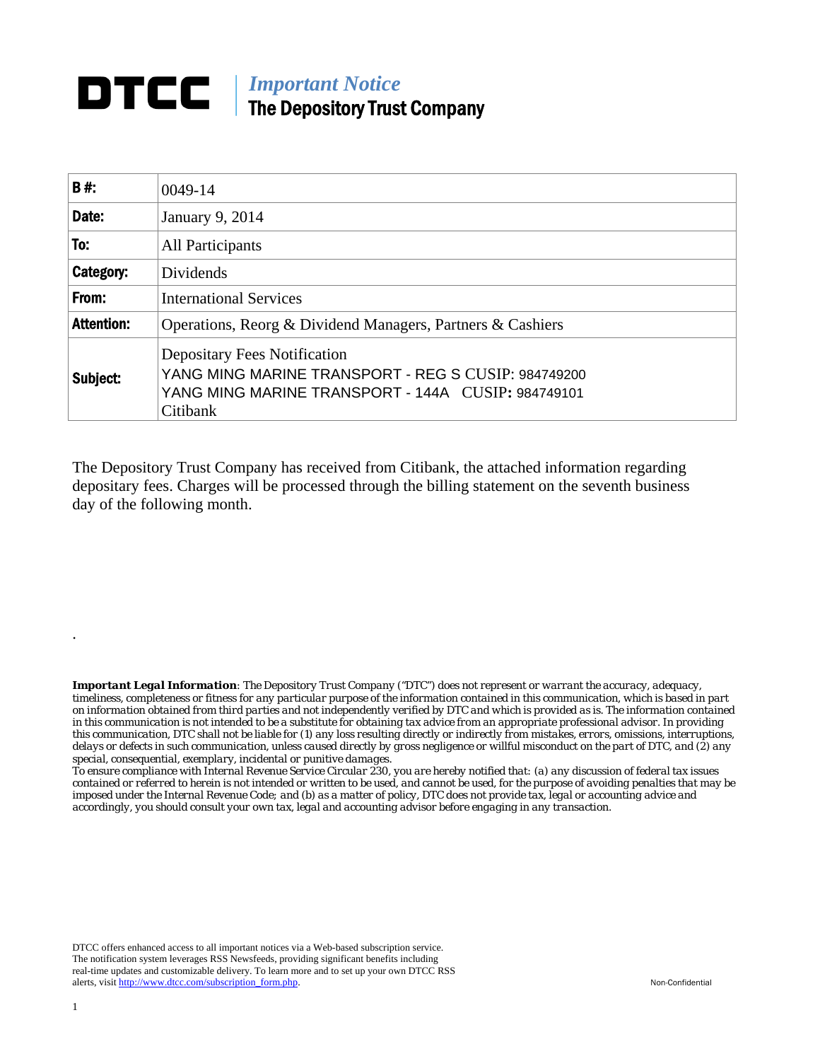# DTCC

## *Important Notice*
## The Depository Trust Company

| | |
|---|---|
| **B #:** | 0049-14 |
| **Date:** | January 9, 2014 |
| **To:** | All Participants |
| **Category:** | Dividends |
| **From:** | International Services |
| **Attention:** | Operations, Reorg & Dividend Managers, Partners & Cashiers |
| **Subject:** | Depositary Fees Notification<br>YANG MING MARINE TRANSPORT - REG S CUSIP: 984749200<br>YANG MING MARINE TRANSPORT - 144A CUSIP: 984749101<br>Citibank |

The Depository Trust Company has received from Citibank, the attached information regarding depositary fees. Charges will be processed through the billing statement on the seventh business day of the following month.

.

***Important Legal Information***: *The Depository Trust Company ("DTC") does not represent or warrant the accuracy, adequacy, timeliness, completeness or fitness for any particular purpose of the information contained in this communication, which is based in part on information obtained from third parties and not independently verified by DTC and which is provided as is. The information contained in this communication is not intended to be a substitute for obtaining tax advice from an appropriate professional advisor. In providing this communication, DTC shall not be liable for (1) any loss resulting directly or indirectly from mistakes, errors, omissions, interruptions, delays or defects in such communication, unless caused directly by gross negligence or willful misconduct on the part of DTC, and (2) any special, consequential, exemplary, incidental or punitive damages.*

*To ensure compliance with Internal Revenue Service Circular 230, you are hereby notified that: (a) any discussion of federal tax issues contained or referred to herein is not intended or written to be used, and cannot be used, for the purpose of avoiding penalties that may be imposed under the Internal Revenue Code; and (b) as a matter of policy, DTC does not provide tax, legal or accounting advice and accordingly, you should consult your own tax, legal and accounting advisor before engaging in any transaction.*

DTCC offers enhanced access to all important notices via a Web-based subscription service. The notification system leverages RSS Newsfeeds, providing significant benefits including real-time updates and customizable delivery. To learn more and to set up your own DTCC RSS alerts, visit http://www.dtcc.com/subscription_form.php.

Non-Confidential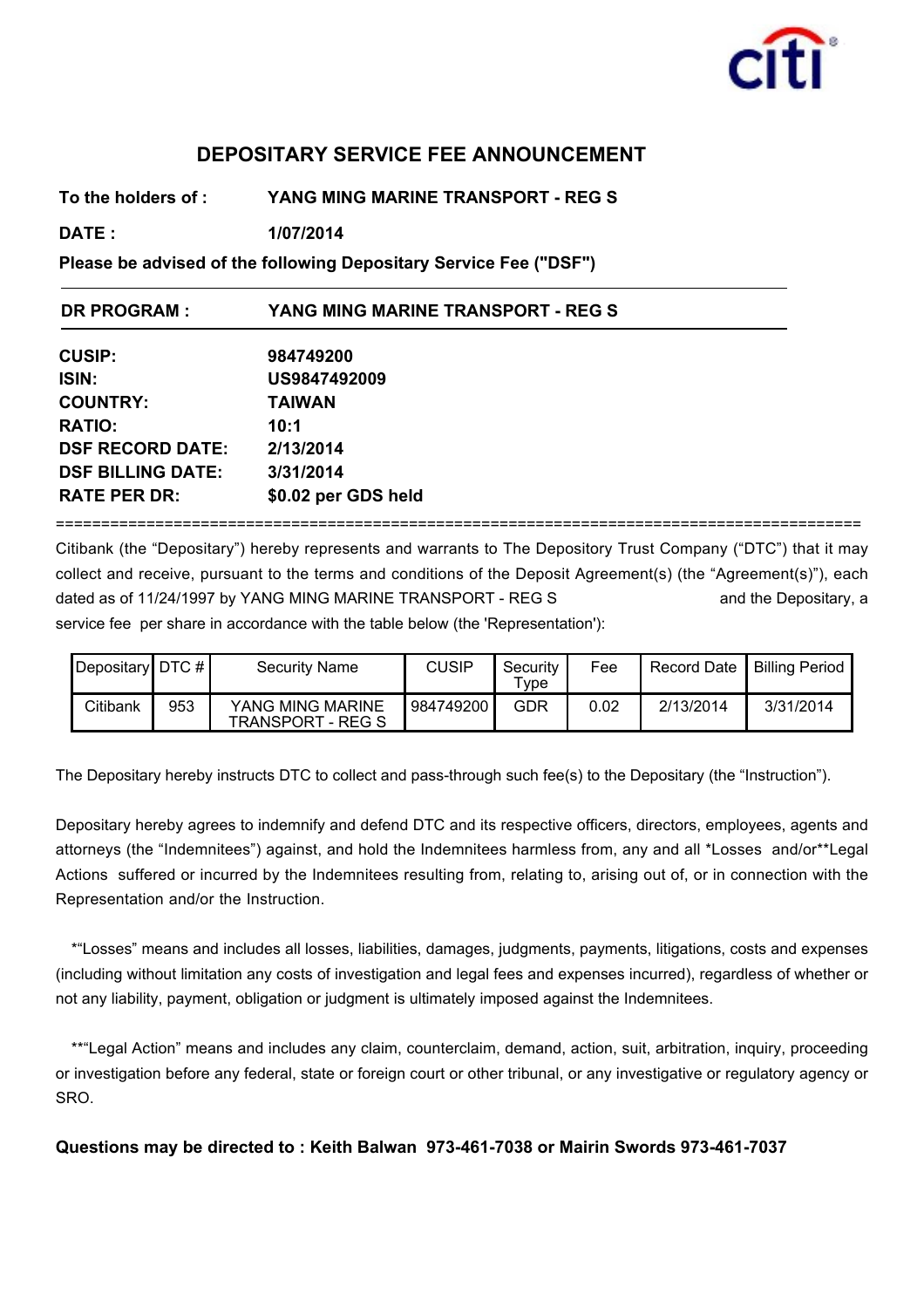citi

# DEPOSITARY SERVICE FEE ANNOUNCEMENT

**To the holders of :** **YANG MING MARINE TRANSPORT - REG S**

**DATE :** **1/07/2014**

**Please be advised of the following Depositary Service Fee ("DSF")**

---

**DR PROGRAM :** **YANG MING MARINE TRANSPORT - REG S**

---

**CUSIP:** **984749200**
**ISIN:** **US9847492009**
**COUNTRY:** **TAIWAN**
**RATIO:** **10:1**
**DSF RECORD DATE:** **2/13/2014**
**DSF BILLING DATE:** **3/31/2014**
**RATE PER DR:** **$0.02 per GDS held**

==========================================================================================

Citibank (the "Depositary") hereby represents and warrants to The Depository Trust Company ("DTC") that it may collect and receive, pursuant to the terms and conditions of the Deposit Agreement(s) (the "Agreement(s)"), each dated as of 11/24/1997 by YANG MING MARINE TRANSPORT - REG S and the Depositary, a service fee per share in accordance with the table below (the 'Representation'):

| Depositary | DTC # | Security Name | CUSIP | Security Type | Fee | Record Date | Billing Period |
|---|---|---|---|---|---|---|---|
| Citibank | 953 | YANG MING MARINE TRANSPORT - REG S | 984749200 | GDR | 0.02 | 2/13/2014 | 3/31/2014 |

The Depositary hereby instructs DTC to collect and pass-through such fee(s) to the Depositary (the "Instruction").

Depositary hereby agrees to indemnify and defend DTC and its respective officers, directors, employees, agents and attorneys (the "Indemnitees") against, and hold the Indemnitees harmless from, any and all *Losses and/or**Legal Actions suffered or incurred by the Indemnitees resulting from, relating to, arising out of, or in connection with the Representation and/or the Instruction.

*"Losses" means and includes all losses, liabilities, damages, judgments, payments, litigations, costs and expenses (including without limitation any costs of investigation and legal fees and expenses incurred), regardless of whether or not any liability, payment, obligation or judgment is ultimately imposed against the Indemnitees.

**"Legal Action" means and includes any claim, counterclaim, demand, action, suit, arbitration, inquiry, proceeding or investigation before any federal, state or foreign court or other tribunal, or any investigative or regulatory agency or SRO.

**Questions may be directed to : Keith Balwan 973-461-7038 or Mairin Swords 973-461-7037**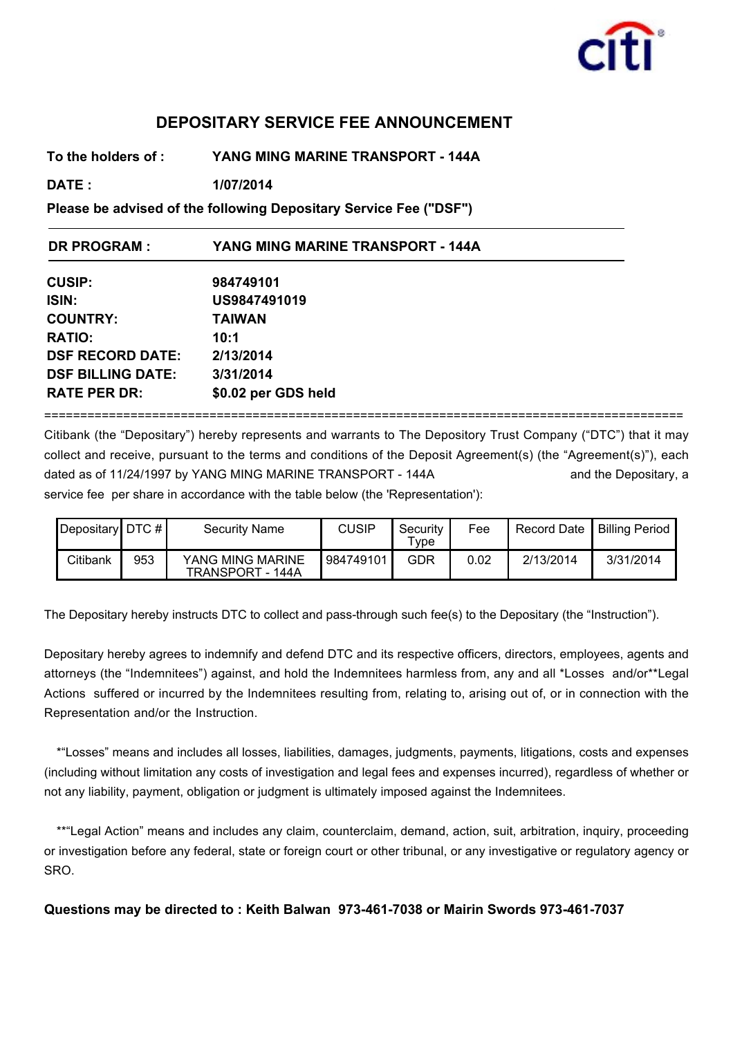# DEPOSITARY SERVICE FEE ANNOUNCEMENT

**To the holders of :** **YANG MING MARINE TRANSPORT - 144A**

**DATE :** **1/07/2014**

**Please be advised of the following Depositary Service Fee ("DSF")**

---

**DR PROGRAM :** **YANG MING MARINE TRANSPORT - 144A**

---

**CUSIP:** **984749101**
**ISIN:** **US9847491019**
**COUNTRY:** **TAIWAN**
**RATIO:** **10:1**
**DSF RECORD DATE:** **2/13/2014**
**DSF BILLING DATE:** **3/31/2014**
**RATE PER DR:** **$0.02 per GDS held**

==========================================================================================

Citibank (the "Depositary") hereby represents and warrants to The Depository Trust Company ("DTC") that it may collect and receive, pursuant to the terms and conditions of the Deposit Agreement(s) (the "Agreement(s)"), each dated as of 11/24/1997 by YANG MING MARINE TRANSPORT - 144A and the Depositary, a service fee per share in accordance with the table below (the 'Representation'):

| Depositary | DTC # | Security Name | CUSIP | Security Type | Fee | Record Date | Billing Period |
|---|---|---|---|---|---|---|---|
| Citibank | 953 | YANG MING MARINE TRANSPORT - 144A | 984749101 | GDR | 0.02 | 2/13/2014 | 3/31/2014 |

The Depositary hereby instructs DTC to collect and pass-through such fee(s) to the Depositary (the "Instruction").

Depositary hereby agrees to indemnify and defend DTC and its respective officers, directors, employees, agents and attorneys (the "Indemnitees") against, and hold the Indemnitees harmless from, any and all *Losses and/or**Legal Actions suffered or incurred by the Indemnitees resulting from, relating to, arising out of, or in connection with the Representation and/or the Instruction.

*"Losses" means and includes all losses, liabilities, damages, judgments, payments, litigations, costs and expenses (including without limitation any costs of investigation and legal fees and expenses incurred), regardless of whether or not any liability, payment, obligation or judgment is ultimately imposed against the Indemnitees.

**"Legal Action" means and includes any claim, counterclaim, demand, action, suit, arbitration, inquiry, proceeding or investigation before any federal, state or foreign court or other tribunal, or any investigative or regulatory agency or SRO.

**Questions may be directed to : Keith Balwan 973-461-7038 or Mairin Swords 973-461-7037**